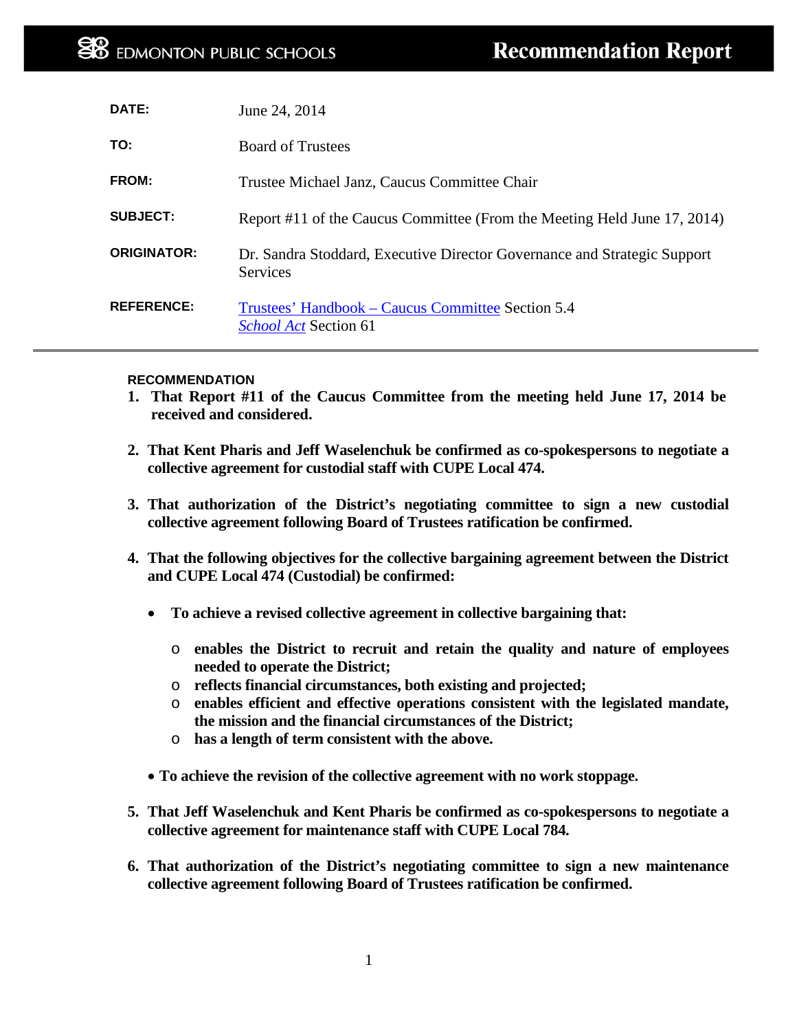EDMONTON PUBLIC SCHOOLS

# Recommendation Report

| | |
|---|---|
| **DATE:** | June 24, 2014 |
| **TO:** | Board of Trustees |
| **FROM:** | Trustee Michael Janz, Caucus Committee Chair |
| **SUBJECT:** | Report #11 of the Caucus Committee (From the Meeting Held June 17, 2014) |
| **ORIGINATOR:** | Dr. Sandra Stoddard, Executive Director Governance and Strategic Support Services |
| **REFERENCE:** | Trustees' Handbook – Caucus Committee Section 5.4<br>*School Act* Section 61 |

## RECOMMENDATION

1. **That Report #11 of the Caucus Committee from the meeting held June 17, 2014 be received and considered.**

2. **That Kent Pharis and Jeff Waselenchuk be confirmed as co-spokespersons to negotiate a collective agreement for custodial staff with CUPE Local 474.**

3. **That authorization of the District's negotiating committee to sign a new custodial collective agreement following Board of Trustees ratification be confirmed.**

4. **That the following objectives for the collective bargaining agreement between the District and CUPE Local 474 (Custodial) be confirmed:**

    - **To achieve a revised collective agreement in collective bargaining that:**
        - **enables the District to recruit and retain the quality and nature of employees needed to operate the District;**
        - **reflects financial circumstances, both existing and projected;**
        - **enables efficient and effective operations consistent with the legislated mandate, the mission and the financial circumstances of the District;**
        - **has a length of term consistent with the above.**
    - **To achieve the revision of the collective agreement with no work stoppage.**

5. **That Jeff Waselenchuk and Kent Pharis be confirmed as co-spokespersons to negotiate a collective agreement for maintenance staff with CUPE Local 784.**

6. **That authorization of the District's negotiating committee to sign a new maintenance collective agreement following Board of Trustees ratification be confirmed.**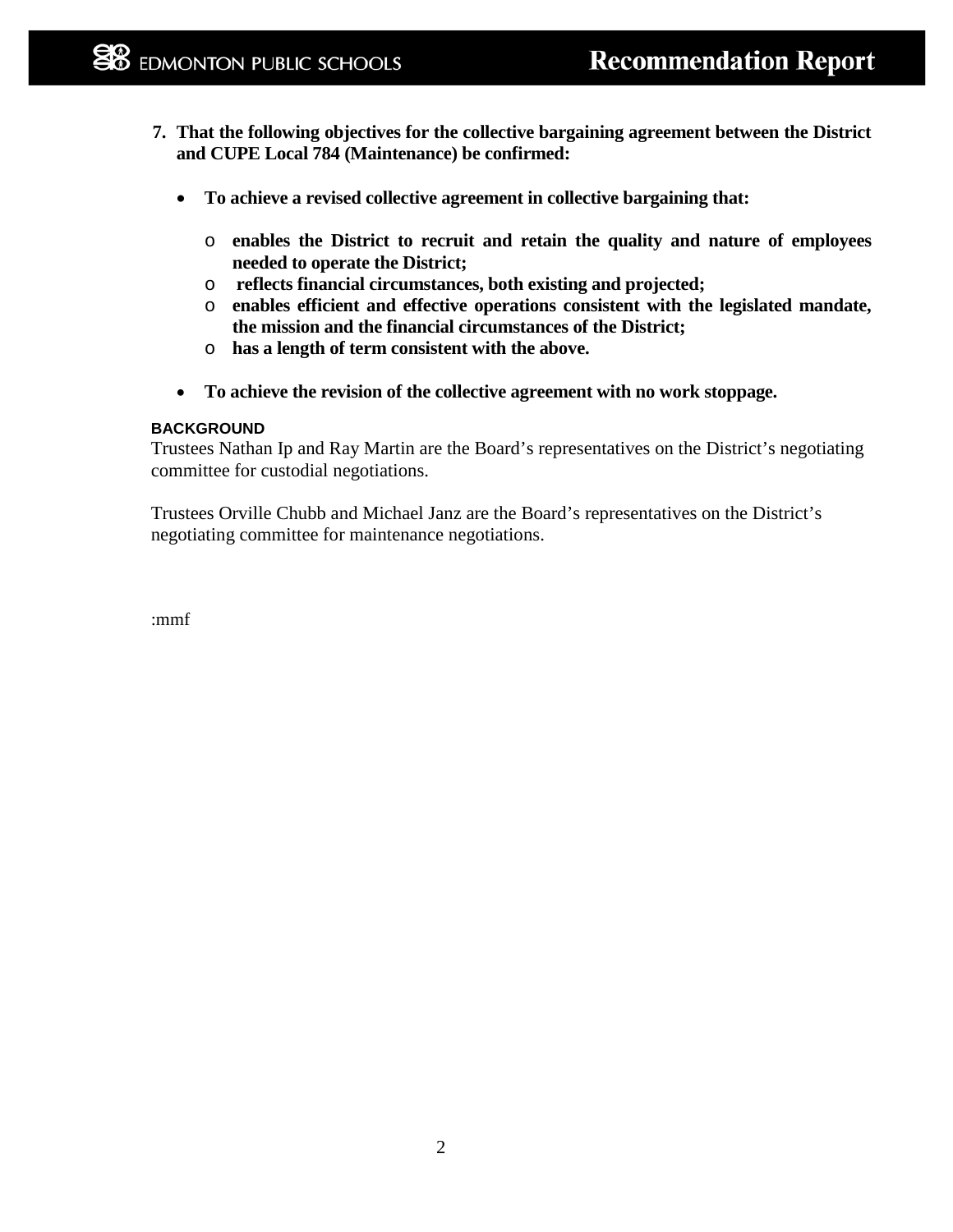**7. That the following objectives for the collective bargaining agreement between the District and CUPE Local 784 (Maintenance) be confirmed:**

- **To achieve a revised collective agreement in collective bargaining that:**
  - **enables the District to recruit and retain the quality and nature of employees needed to operate the District;**
  - **reflects financial circumstances, both existing and projected;**
  - **enables efficient and effective operations consistent with the legislated mandate, the mission and the financial circumstances of the District;**
  - **has a length of term consistent with the above.**

- **To achieve the revision of the collective agreement with no work stoppage.**

**BACKGROUND**

Trustees Nathan Ip and Ray Martin are the Board's representatives on the District's negotiating committee for custodial negotiations.

Trustees Orville Chubb and Michael Janz are the Board's representatives on the District's negotiating committee for maintenance negotiations.

:mmf